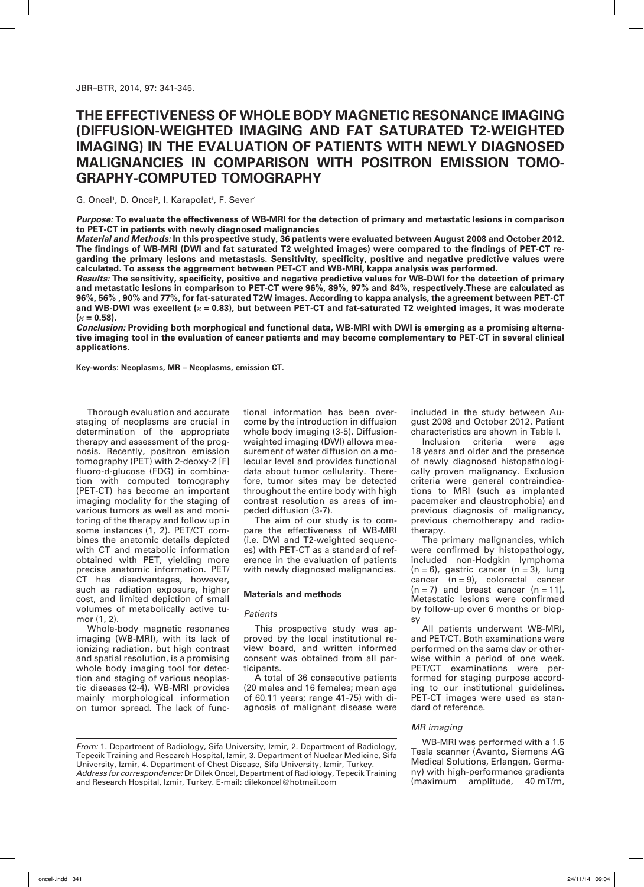# THE EFFECTIVENESS OF WHOLE BODY MAGNETIC RESONANCE IMAGING (DIFFUSION-WEIGHTED IMAGING AND FAT SATURATED T2-WEIGHTED IMAGING) IN THE EVALUATION OF PATIENTS WITH NEWLY DIAGNOSED MALIGNANCIES IN COMPARISON WITH POSITRON EMISSION TOMOGRAPHY-COMPUTED TOMOGRAPHY

G. Oncel[1], D. Oncel[2], I. Karapolat[3], F. Sever[4]

***Purpose:*** **To evaluate the effectiveness of WB-MRI for the detection of primary and metastatic lesions in comparison to PET-CT in patients with newly diagnosed malignancies**

***Material and Methods:*** **In this prospective study, 36 patients were evaluated between August 2008 and October 2012. The findings of WB-MRI (DWI and fat saturated T2 weighted images) were compared to the findings of PET-CT regarding the primary lesions and metastasis. Sensitivity, specificity, positive and negative predictive values were calculated. To assess the aggreement between PET-CT and WB-MRI, kappa analysis was performed.**

***Results:*** **The sensitivity, specificity, positive and negative predictive values for WB-DWI for the detection of primary and metastatic lesions in comparison to PET-CT were 96%, 89%, 97% and 84%, respectively.These are calculated as 96%, 56% , 90% and 77%, for fat-saturated T2W images. According to kappa analysis, the agreement between PET-CT and WB-DWI was excellent ($\kappa = 0.83$), but between PET-CT and fat-saturated T2 weighted images, it was moderate ($\kappa = 0.58$).**

***Conclusion:*** **Providing both morphogical and functional data, WB-MRI with DWI is emerging as a promising alternative imaging tool in the evaluation of cancer patients and may become complementary to PET-CT in several clinical applications.**

**Key-words: Neoplasms, MR – Neoplasms, emission CT.**

Thorough evaluation and accurate staging of neoplasms are crucial in determination of the appropriate therapy and assessment of the prognosis. Recently, positron emission tomography (PET) with 2-deoxy-2 [F] fluoro-d-glucose (FDG) in combination with computed tomography (PET-CT) has become an important imaging modality for the staging of various tumors as well as and monitoring of the therapy and follow up in some instances (1, 2). PET/CT combines the anatomic details depicted with CT and metabolic information obtained with PET, yielding more precise anatomic information. PET/CT has disadvantages, however, such as radiation exposure, higher cost, and limited depiction of small volumes of metabolically active tumor (1, 2).

Whole-body magnetic resonance imaging (WB-MRI), with its lack of ionizing radiation, but high contrast and spatial resolution, is a promising whole body imaging tool for detection and staging of various neoplastic diseases (2-4). WB-MRI provides mainly morphological information on tumor spread. The lack of functional information has been overcome by the introduction in diffusion whole body imaging (3-5). Diffusion-weighted imaging (DWI) allows measurement of water diffusion on a molecular level and provides functional data about tumor cellularity. Therefore, tumor sites may be detected throughout the entire body with high contrast resolution as areas of impeded diffusion (3-7).

The aim of our study is to compare the effectiveness of WB-MRI (i.e. DWI and T2-weighted sequences) with PET-CT as a standard of reference in the evaluation of patients with newly diagnosed malignancies.

## Materials and methods

### Patients

This prospective study was approved by the local institutional review board, and written informed consent was obtained from all participants.

A total of 36 consecutive patients (20 males and 16 females; mean age of 60.11 years; range 41-75) with diagnosis of malignant disease were included in the study between August 2008 and October 2012. Patient characteristics are shown in Table I.

Inclusion criteria were age 18 years and older and the presence of newly diagnosed histopathologically proven malignancy. Exclusion criteria were general contraindications to MRI (such as implanted pacemaker and claustrophobia) and previous diagnosis of malignancy, previous chemotherapy and radiotherapy.

The primary malignancies, which were confirmed by histopathology, included non-Hodgkin lymphoma (n = 6), gastric cancer (n = 3), lung cancer (n = 9), colorectal cancer (n = 7) and breast cancer (n = 11). Metastatic lesions were confirmed by follow-up over 6 months or biopsy

All patients underwent WB-MRI, and PET/CT. Both examinations were performed on the same day or otherwise within a period of one week. PET/CT examinations were performed for staging purpose according to our institutional guidelines. PET-CT images were used as standard of reference.

### MR imaging

WB-MRI was performed with a 1.5 Tesla scanner (Avanto, Siemens AG Medical Solutions, Erlangen, Germany) with high-performance gradients (maximum amplitude, 40 mT/m,

*From:* 1. Department of Radiology, Sifa University, Izmir, 2. Department of Radiology, Tepecik Training and Research Hospital, Izmir, 3. Department of Nuclear Medicine, Sifa University, Izmir, 4. Department of Chest Disease, Sifa University, Izmir, Turkey.
*Address for correspondence:* Dr Dilek Oncel, Department of Radiology, Tepecik Training and Research Hospital, Izmir, Turkey. E-mail: dilekoncel@hotmail.com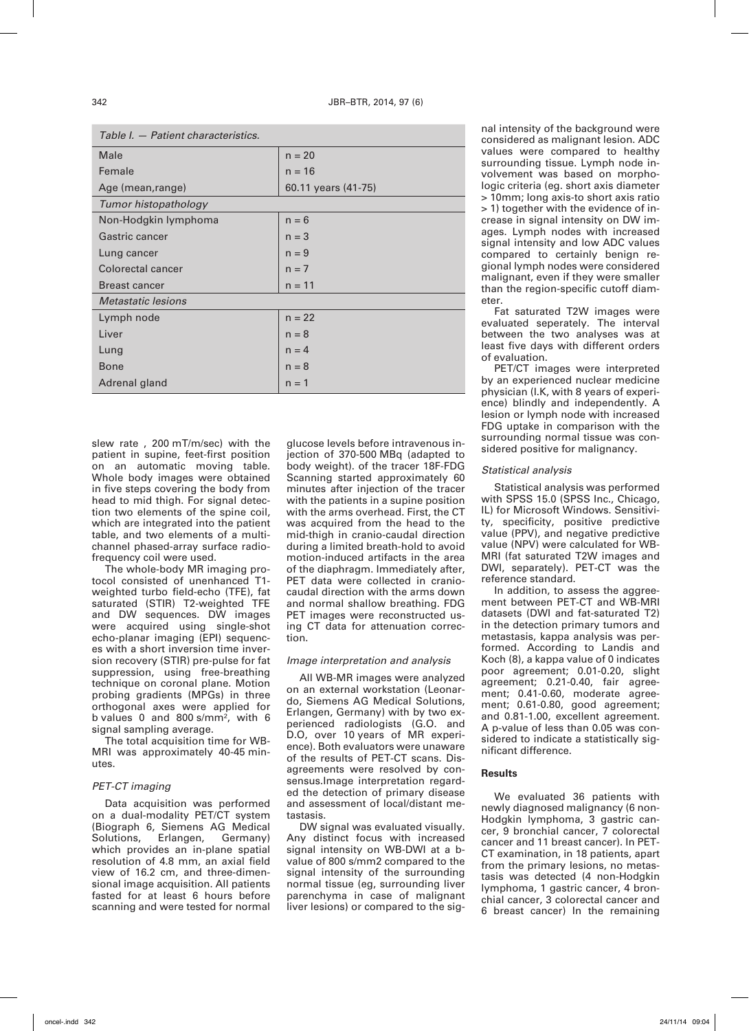*Table I. — Patient characteristics.*

| | |
|---|---|
| Male | n = 20 |
| Female | n = 16 |
| Age (mean,range) | 60.11 years (41-75) |
| *Tumor histopathology* | |
| Non-Hodgkin lymphoma | n = 6 |
| Gastric cancer | n = 3 |
| Lung cancer | n = 9 |
| Colorectal cancer | n = 7 |
| Breast cancer | n = 11 |
| *Metastatic lesions* | |
| Lymph node | n = 22 |
| Liver | n = 8 |
| Lung | n = 4 |
| Bone | n = 8 |
| Adrenal gland | n = 1 |

slew rate , 200 mT/m/sec) with the patient in supine, feet-first position on an automatic moving table. Whole body images were obtained in five steps covering the body from head to mid thigh. For signal detection two elements of the spine coil, which are integrated into the patient table, and two elements of a multichannel phased-array surface radiofrequency coil were used.

The whole-body MR imaging protocol consisted of unenhanced T1-weighted turbo field-echo (TFE), fat saturated (STIR) T2-weighted TFE and DW sequences. DW images were acquired using single-shot echo-planar imaging (EPI) sequences with a short inversion time inversion recovery (STIR) pre-pulse for fat suppression, using free-breathing technique on coronal plane. Motion probing gradients (MPGs) in three orthogonal axes were applied for b values 0 and 800 s/mm$^2$, with 6 signal sampling average.

The total acquisition time for WB-MRI was approximately 40-45 minutes.

### *PET-CT imaging*

Data acquisition was performed on a dual-modality PET/CT system (Biograph 6, Siemens AG Medical Solutions, Erlangen, Germany) which provides an in-plane spatial resolution of 4.8 mm, an axial field view of 16.2 cm, and three-dimensional image acquisition. All patients fasted for at least 6 hours before scanning and were tested for normal glucose levels before intravenous injection of 370-500 MBq (adapted to body weight). of the tracer 18F-FDG Scanning started approximately 60 minutes after injection of the tracer with the patients in a supine position with the arms overhead. First, the CT was acquired from the head to the mid-thigh in cranio-caudal direction during a limited breath-hold to avoid motion-induced artifacts in the area of the diaphragm. Immediately after, PET data were collected in craniocaudal direction with the arms down and normal shallow breathing. FDG PET images were reconstructed using CT data for attenuation correction.

### *Image interpretation and analysis*

All WB-MR images were analyzed on an external workstation (Leonardo, Siemens AG Medical Solutions, Erlangen, Germany) with by two experienced radiologists (G.O. and D.O, over 10 years of MR experience). Both evaluators were unaware of the results of PET-CT scans. Disagreements were resolved by consensus.Image interpretation regarded the detection of primary disease and assessment of local/distant metastasis.

DW signal was evaluated visually. Any distinct focus with increased signal intensity on WB-DWI at a b-value of 800 s/mm2 compared to the signal intensity of the surrounding normal tissue (eg, surrounding liver parenchyma in case of malignant liver lesions) or compared to the signal intensity of the background were considered as malignant lesion. ADC values were compared to healthy surrounding tissue. Lymph node involvement was based on morphologic criteria (eg. short axis diameter > 10mm; long axis-to short axis ratio > 1) together with the evidence of increase in signal intensity on DW images. Lymph nodes with increased signal intensity and low ADC values compared to certainly benign regional lymph nodes were considered malignant, even if they were smaller than the region-specific cutoff diameter.

Fat saturated T2W images were evaluated seperately. The interval between the two analyses was at least five days with different orders of evaluation.

PET/CT images were interpreted by an experienced nuclear medicine physician (I.K, with 8 years of experience) blindly and independently. A lesion or lymph node with increased FDG uptake in comparison with the surrounding normal tissue was considered positive for malignancy.

### *Statistical analysis*

Statistical analysis was performed with SPSS 15.0 (SPSS Inc., Chicago, IL) for Microsoft Windows. Sensitivity, specificity, positive predictive value (PPV), and negative predictive value (NPV) were calculated for WB-MRI (fat saturated T2W images and DWI, separately). PET-CT was the reference standard.

In addition, to assess the aggreement between PET-CT and WB-MRI datasets (DWI and fat-saturated T2) in the detection primary tumors and metastasis, kappa analysis was performed. According to Landis and Koch (8), a kappa value of 0 indicates poor agreement; 0.01-0.20, slight agreement; 0.21-0.40, fair agreement; 0.41-0.60, moderate agreement; 0.61-0.80, good agreement; and 0.81-1.00, excellent agreement. A p-value of less than 0.05 was considered to indicate a statistically significant difference.

## **Results**

We evaluated 36 patients with newly diagnosed malignancy (6 non-Hodgkin lymphoma, 3 gastric cancer, 9 bronchial cancer, 7 colorectal cancer and 11 breast cancer). In PET-CT examination, in 18 patients, apart from the primary lesions, no metastasis was detected (4 non-Hodgkin lymphoma, 1 gastric cancer, 4 bronchial cancer, 3 colorectal cancer and 6 breast cancer) In the remaining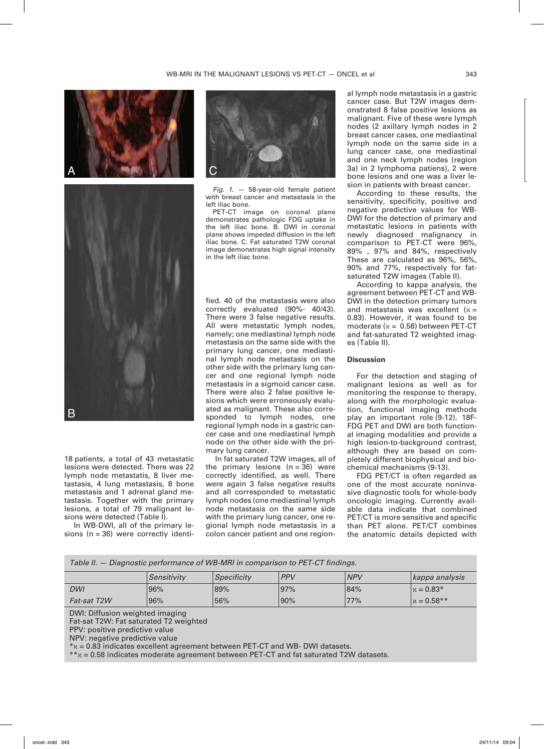*Fig. 1.* — 58-year-old female patient with breast cancer and metastasis in the left iliac bone.

PET-CT image on coronal plane demonstrates pathologic FDG uptake in the left iliac bone. B. DWI in coronal plane shows impeded diffusion in the left iliac bone. C. Fat saturated T2W coronal image demonstrates high signal intensity in the left iliac bone.

18 patients, a total of 43 metastatic lesions were detected. There was 22 lymph node metastatis, 8 liver metastasis, 4 lung metastasis, 8 bone metastasis and 1 adrenal gland metastasis. Together with the primary lesions, a total of 79 malignant lesions were detected (Table I).

In WB-DWI, all of the primary lesions (n = 36) were correctly identified. 40 of the metastasis were also correctly evaluated (90%- 40/43). There were 3 false negative results. All were metastatic lymph nodes, namely; one mediastinal lymph node metastasis on the same side with the primary lung cancer, one mediastinal lymph node metastasis on the other side with the primary lung cancer and one regional lymph node metastasis in a sigmoid cancer case. There were also 2 false positive lesions which were erroneously evaluated as malignant. These also corresponded to lymph nodes, one regional lymph node in a gastric cancer case and one mediastinal lymph node on the other side with the primary lung cancer.

In fat saturated T2W images, all of the primary lesions (n = 36) were correctly identified, as well. There were again 3 false negative results and all corresponded to metastatic lymph nodes (one mediastinal lymph node metastasis on the same side with the primary lung cancer, one regional lymph node metastasis in a colon cancer patient and one regional lymph node metastasis in a gastric cancer case. But T2W images demonstrated 8 false positive lesions as malignant. Five of these were lymph nodes (2 axillary lymph nodes in 2 breast cancer cases, one mediastinal lymph node on the same side in a lung cancer case, one mediastinal and one neck lymph nodes (region 3a) in 2 lymphoma patiens), 2 were bone lesions and one was a liver lesion in patients with breast cancer.

According to these results, the sensitivity, specificity, positive and negative predictive values for WB-DWI for the detection of primary and metastatic lesions in patients with newly diagnosed malignancy in comparison to PET-CT were 96%, 89% , 97% and 84%, respectively These are calculated as 96%, 56%, 90% and 77%, respectively for fat-saturated T2W images (Table II).

According to kappa analysis, the agreement between PET-CT and WB-DWI in the detection primary tumors and metastasis was excellent ($\varkappa$ = 0.83). However, it was found to be moderate ($\varkappa$ = 0.58) between PET-CT and fat-saturated T2 weighted images (Table II).

## Discussion

For the detection and staging of malignant lesions as well as for monitoring the response to therapy, along with the morphologic evaluation, functional imaging methods play an important role (9-12). 18F-FDG PET and DWI are both functional imaging modalities and provide a high lesion-to-background contrast, although they are based on completely different biophysical and biochemical mechanisms (9-13).

FDG PET/CT is often regarded as one of the most accurate noninvasive diagnostic tools for whole-body oncologic imaging. Currently available data indicate that combined PET/CT is more sensitive and specific than PET alone. PET/CT combines the anatomic details depicted with

*Table II. — Diagnostic performance of WB-MRI in comparison to PET-CT findings.*

| | Sensitivity | Specificity | PPV | NPV | kappa analysis |
|---|---|---|---|---|---|
| *DWI* | 96% | 89% | 97% | 84% | $\varkappa$ = 0.83* |
| *Fat-sat T2W* | 96% | 56% | 90% | 77% | $\varkappa$ = 0.58** |

DWI: Diffusion weighted imaging
Fat-sat T2W: Fat saturated T2 weighted
PPV: positive predictive value
NPV: negative predictive value
*$\varkappa$ = 0.83 indicates excellent agreement between PET-CT and WB- DWI datasets.
**$\varkappa$ = 0.58 indicates moderate agreement between PET-CT and fat saturated T2W datasets.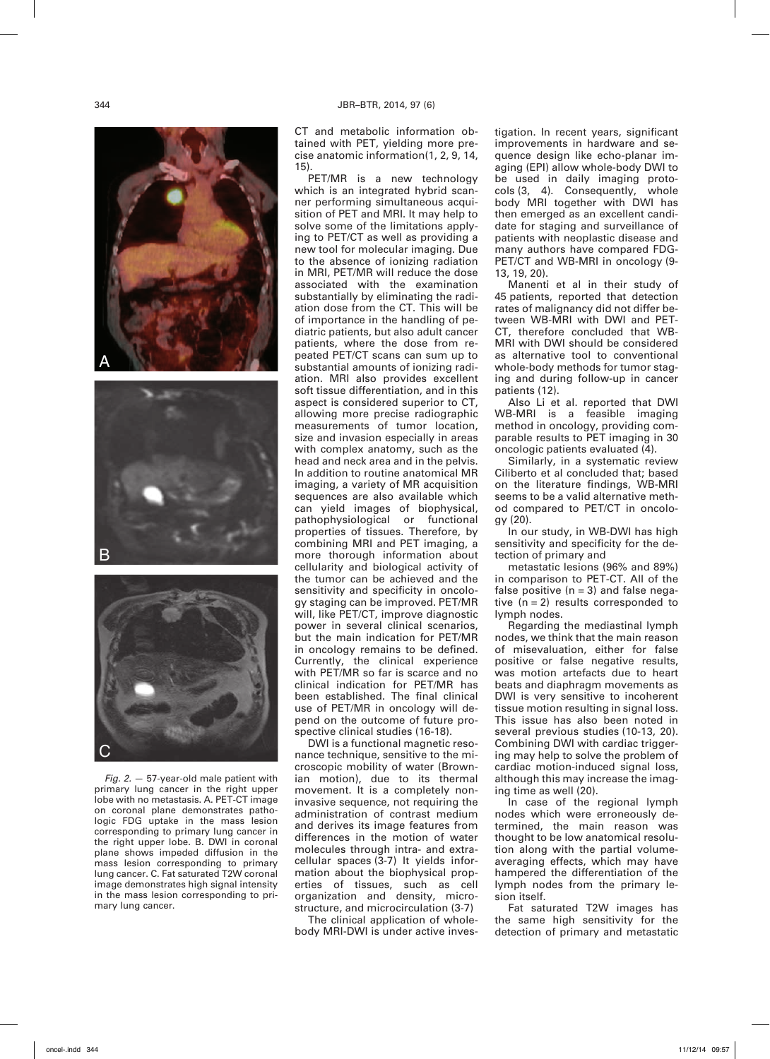*Fig. 2.* — 57-year-old male patient with primary lung cancer in the right upper lobe with no metastasis. A. PET-CT image on coronal plane demonstrates pathologic FDG uptake in the mass lesion corresponding to primary lung cancer in the right upper lobe. B. DWI in coronal plane shows impeded diffusion in the mass lesion corresponding to primary lung cancer. C. Fat saturated T2W coronal image demonstrates high signal intensity in the mass lesion corresponding to primary lung cancer.

CT and metabolic information obtained with PET, yielding more precise anatomic information(1, 2, 9, 14, 15).

PET/MR is a new technology which is an integrated hybrid scanner performing simultaneous acquisition of PET and MRI. It may help to solve some of the limitations applying to PET/CT as well as providing a new tool for molecular imaging. Due to the absence of ionizing radiation in MRI, PET/MR will reduce the dose associated with the examination substantially by eliminating the radiation dose from the CT. This will be of importance in the handling of pediatric patients, but also adult cancer patients, where the dose from repeated PET/CT scans can sum up to substantial amounts of ionizing radiation. MRI also provides excellent soft tissue differentiation, and in this aspect is considered superior to CT, allowing more precise radiographic measurements of tumor location, size and invasion especially in areas with complex anatomy, such as the head and neck area and in the pelvis. In addition to routine anatomical MR imaging, a variety of MR acquisition sequences are also available which can yield images of biophysical, pathophysiological or functional properties of tissues. Therefore, by combining MRI and PET imaging, a more thorough information about cellularity and biological activity of the tumor can be achieved and the sensitivity and specificity in oncology staging can be improved. PET/MR will, like PET/CT, improve diagnostic power in several clinical scenarios, but the main indication for PET/MR in oncology remains to be defined. Currently, the clinical experience with PET/MR so far is scarce and no clinical indication for PET/MR has been established. The final clinical use of PET/MR in oncology will depend on the outcome of future prospective clinical studies (16-18).

DWI is a functional magnetic resonance technique, sensitive to the microscopic mobility of water (Brownian motion), due to its thermal movement. It is a completely noninvasive sequence, not requiring the administration of contrast medium and derives its image features from differences in the motion of water molecules through intra- and extracellular spaces (3-7) It yields information about the biophysical properties of tissues, such as cell organization and density, microstructure, and microcirculation (3-7)

The clinical application of whole-body MRI-DWI is under active investigation. In recent years, significant improvements in hardware and sequence design like echo-planar imaging (EPI) allow whole-body DWI to be used in daily imaging protocols (3, 4). Consequently, whole body MRI together with DWI has then emerged as an excellent candidate for staging and surveillance of patients with neoplastic disease and many authors have compared FDG-PET/CT and WB-MRI in oncology (9-13, 19, 20).

Manenti et al in their study of 45 patients, reported that detection rates of malignancy did not differ between WB-MRI with DWI and PET-CT, therefore concluded that WB-MRI with DWI should be considered as alternative tool to conventional whole-body methods for tumor staging and during follow-up in cancer patients (12).

Also Li et al. reported that DWI WB-MRI is a feasible imaging method in oncology, providing comparable results to PET imaging in 30 oncologic patients evaluated (4).

Similarly, in a systematic review Ciliberto et al concluded that; based on the literature findings, WB-MRI seems to be a valid alternative method compared to PET/CT in oncology (20).

In our study, in WB-DWI has high sensitivity and specificity for the detection of primary and metastatic lesions (96% and 89%) in comparison to PET-CT. All of the false positive (n = 3) and false negative (n = 2) results corresponded to lymph nodes.

Regarding the mediastinal lymph nodes, we think that the main reason of misevaluation, either for false positive or false negative results, was motion artefacts due to heart beats and diaphragm movements as DWI is very sensitive to incoherent tissue motion resulting in signal loss. This issue has also been noted in several previous studies (10-13, 20). Combining DWI with cardiac triggering may help to solve the problem of cardiac motion-induced signal loss, although this may increase the imaging time as well (20).

In case of the regional lymph nodes which were erroneously determined, the main reason was thought to be low anatomical resolution along with the partial volume-averaging effects, which may have hampered the differentiation of the lymph nodes from the primary lesion itself.

Fat saturated T2W images has the same high sensitivity for the detection of primary and metastatic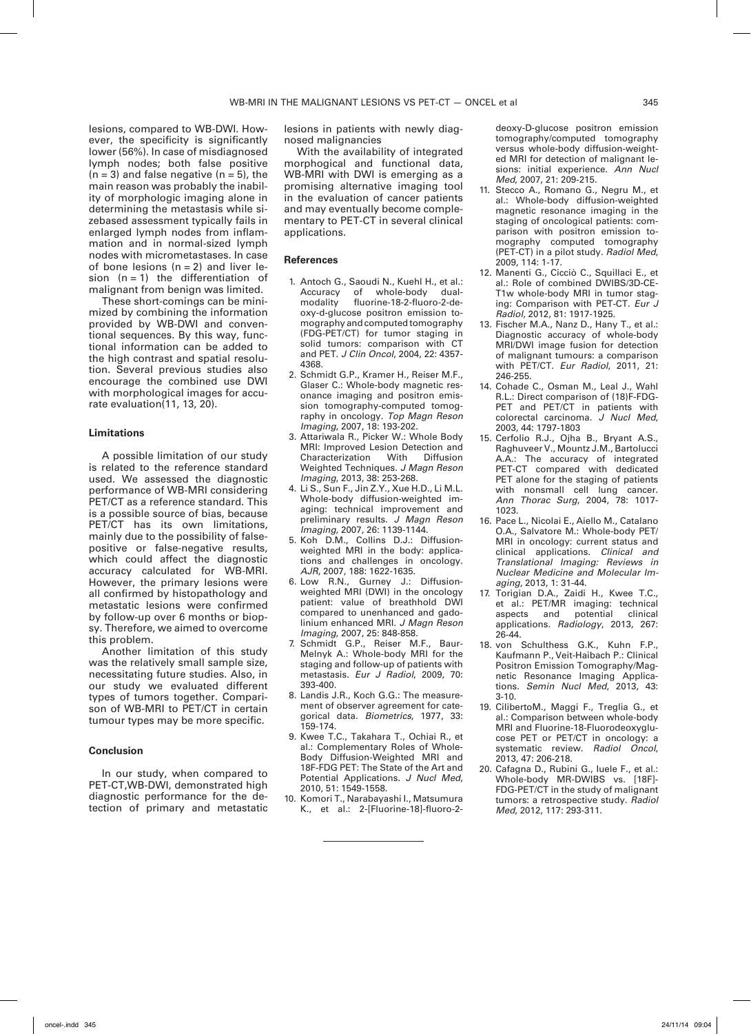lesions, compared to WB-DWI. However, the specificity is significantly lower (56%). In case of misdiagnosed lymph nodes; both false positive (n = 3) and false negative (n = 5), the main reason was probably the inability of morphologic imaging alone in determining the metastasis while sizebased assessment typically fails in enlarged lymph nodes from inflammation and in normal-sized lymph nodes with micrometastases. In case of bone lesions (n = 2) and liver lesion (n = 1) the differentiation of malignant from benign was limited.

These short-comings can be minimized by combining the information provided by WB-DWI and conventional sequences. By this way, functional information can be added to the high contrast and spatial resolution. Several previous studies also encourage the combined use DWI with morphological images for accurate evaluation(11, 13, 20).

## Limitations

A possible limitation of our study is related to the reference standard used. We assessed the diagnostic performance of WB-MRI considering PET/CT as a reference standard. This is a possible source of bias, because PET/CT has its own limitations, mainly due to the possibility of false-positive or false-negative results, which could affect the diagnostic accuracy calculated for WB-MRI. However, the primary lesions were all confirmed by histopathology and metastatic lesions were confirmed by follow-up over 6 months or biopsy. Therefore, we aimed to overcome this problem.

Another limitation of this study was the relatively small sample size, necessitating future studies. Also, in our study we evaluated different types of tumors together. Comparison of WB-MRI to PET/CT in certain tumour types may be more specific.

## Conclusion

In our study, when compared to PET-CT,WB-DWI, demonstrated high diagnostic performance for the detection of primary and metastatic lesions in patients with newly diagnosed malignancies

With the availability of integrated morphological and functional data, WB-MRI with DWI is emerging as a promising alternative imaging tool in the evaluation of cancer patients and may eventually become complementary to PET-CT in several clinical applications.

## References

1. Antoch G., Saoudi N., Kuehl H., et al.: Accuracy of whole-body dual-modality fluorine-18-2-fluoro-2-deoxy-d-glucose positron emission tomography and computed tomography (FDG-PET/CT) for tumor staging in solid tumors: comparison with CT and PET. *J Clin Oncol*, 2004, 22: 4357-4368.
2. Schmidt G.P., Kramer H., Reiser M.F., Glaser C.: Whole-body magnetic resonance imaging and positron emission tomography-computed tomography in oncology. *Top Magn Reson Imaging*, 2007, 18: 193-202.
3. Attariwala R., Picker W.: Whole Body MRI: Improved Lesion Detection and Characterization With Diffusion Weighted Techniques. *J Magn Reson Imaging*, 2013, 38: 253-268.
4. Li S., Sun F., Jin Z.Y., Xue H.D., Li M.L. Whole-body diffusion-weighted imaging: technical improvement and preliminary results. *J Magn Reson Imaging*, 2007, 26: 1139-1144.
5. Koh D.M., Collins D.J.: Diffusion-weighted MRI in the body: applications and challenges in oncology. *AJR*, 2007, 188: 1622-1635.
6. Low R.N., Gurney J.: Diffusion-weighted MRI (DWI) in the oncology patient: value of breathhold DWI compared to unenhanced and gadolinium enhanced MRI. *J Magn Reson Imaging*, 2007, 25: 848-858.
7. Schmidt G.P., Reiser M.F., Baur-Melnyk A.: Whole-body MRI for the staging and follow-up of patients with metastasis. *Eur J Radiol*, 2009, 70: 393-400.
8. Landis J.R., Koch G.G.: The measurement of observer agreement for categorical data. *Biometrics*, 1977, 33: 159-174.
9. Kwee T.C., Takahara T., Ochiai R., et al.: Complementary Roles of Whole-Body Diffusion-Weighted MRI and 18F-FDG PET: The State of the Art and Potential Applications. *J Nucl Med*, 2010, 51: 1549-1558.
10. Komori T., Narabayashi I., Matsumura K., et al.: 2-[Fluorine-18]-fluoro-2-deoxy-D-glucose positron emission tomography/computed tomography versus whole-body diffusion-weighted MRI for detection of malignant lesions: initial experience. *Ann Nucl Med*, 2007, 21: 209-215.
11. Stecco A., Romano G., Negru M., et al.: Whole-body diffusion-weighted magnetic resonance imaging in the staging of oncological patients: comparison with positron emission tomography computed tomography (PET-CT) in a pilot study. *Radiol Med*, 2009, 114: 1-17.
12. Manenti G., Cicciò C., Squillaci E., et al.: Role of combined DWIBS/3D-CE-T1w whole-body MRI in tumor staging: Comparison with PET-CT. *Eur J Radiol*, 2012, 81: 1917-1925.
13. Fischer M.A., Nanz D., Hany T., et al.: Diagnostic accuracy of whole-body MRI/DWI image fusion for detection of malignant tumours: a comparison with PET/CT. *Eur Radiol*, 2011, 21: 246-255.
14. Cohade C., Osman M., Leal J., Wahl R.L.: Direct comparison of (18)F-FDG-PET and PET/CT in patients with colorectal carcinoma. *J Nucl Med*, 2003, 44: 1797-1803
15. Cerfolio R.J., Ojha B., Bryant A.S., Raghuveer V., Mountz J.M., Bartolucci A.A.: The accuracy of integrated PET-CT compared with dedicated PET alone for the staging of patients with nonsmall cell lung cancer. *Ann Thorac Surg*, 2004, 78: 1017-1023.
16. Pace L., Nicolai E., Aiello M., Catalano O.A., Salvatore M.: Whole-body PET/MRI in oncology: current status and clinical applications. *Clinical and Translational Imaging: Reviews in Nuclear Medicine and Molecular Imaging*, 2013, 1: 31-44.
17. Torigian D.A., Zaidi H., Kwee T.C., et al.: PET/MR imaging: technical aspects and potential clinical applications. *Radiology*, 2013, 267: 26-44.
18. von Schulthess G.K., Kuhn F.P., Kaufmann P., Veit-Haibach P.: Clinical Positron Emission Tomography/Magnetic Resonance Imaging Applications. *Semin Nucl Med*, 2013, 43: 3-10.
19. CilibertoM., Maggi F., Treglia G., et al.: Comparison between whole-body MRI and Fluorine-18-Fluorodeoxyglucose PET or PET/CT in oncology: a systematic review. *Radiol Oncol*, 2013, 47: 206-218.
20. Cafagna D., Rubini G., Iuele F., et al.: Whole-body MR-DWIBS vs. [18F]-FDG-PET/CT in the study of malignant tumors: a retrospective study. *Radiol Med*, 2012, 117: 293-311.